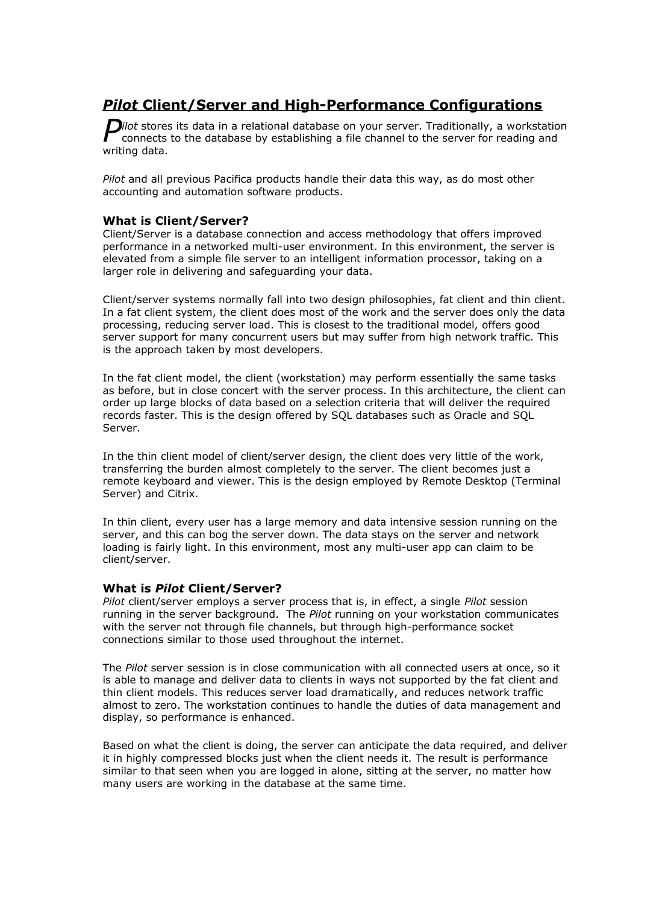# ***Pilot* Client/Server and High-Performance Configurations**

*Pilot* stores its data in a relational database on your server. Traditionally, a workstation connects to the database by establishing a file channel to the server for reading and writing data.

*Pilot* and all previous Pacifica products handle their data this way, as do most other accounting and automation software products.

### What is Client/Server?

Client/Server is a database connection and access methodology that offers improved performance in a networked multi-user environment. In this environment, the server is elevated from a simple file server to an intelligent information processor, taking on a larger role in delivering and safeguarding your data.

Client/server systems normally fall into two design philosophies, fat client and thin client. In a fat client system, the client does most of the work and the server does only the data processing, reducing server load. This is closest to the traditional model, offers good server support for many concurrent users but may suffer from high network traffic. This is the approach taken by most developers.

In the fat client model, the client (workstation) may perform essentially the same tasks as before, but in close concert with the server process. In this architecture, the client can order up large blocks of data based on a selection criteria that will deliver the required records faster. This is the design offered by SQL databases such as Oracle and SQL Server.

In the thin client model of client/server design, the client does very little of the work, transferring the burden almost completely to the server. The client becomes just a remote keyboard and viewer. This is the design employed by Remote Desktop (Terminal Server) and Citrix.

In thin client, every user has a large memory and data intensive session running on the server, and this can bog the server down. The data stays on the server and network loading is fairly light. In this environment, most any multi-user app can claim to be client/server.

### What is *Pilot* Client/Server?

*Pilot* client/server employs a server process that is, in effect, a single *Pilot* session running in the server background. The *Pilot* running on your workstation communicates with the server not through file channels, but through high-performance socket connections similar to those used throughout the internet.

The *Pilot* server session is in close communication with all connected users at once, so it is able to manage and deliver data to clients in ways not supported by the fat client and thin client models. This reduces server load dramatically, and reduces network traffic almost to zero. The workstation continues to handle the duties of data management and display, so performance is enhanced.

Based on what the client is doing, the server can anticipate the data required, and deliver it in highly compressed blocks just when the client needs it. The result is performance similar to that seen when you are logged in alone, sitting at the server, no matter how many users are working in the database at the same time.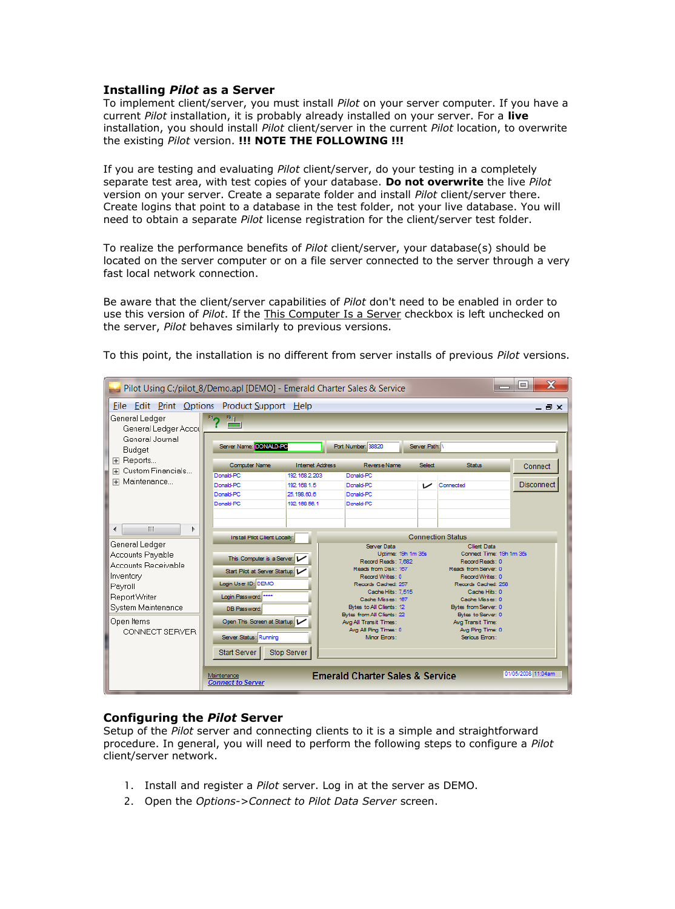## Installing *Pilot* as a Server

To implement client/server, you must install *Pilot* on your server computer. If you have a current *Pilot* installation, it is probably already installed on your server. For a **live** installation, you should install *Pilot* client/server in the current *Pilot* location, to overwrite the existing *Pilot* version. **!!! NOTE THE FOLLOWING !!!**

If you are testing and evaluating *Pilot* client/server, do your testing in a completely separate test area, with test copies of your database. **Do not overwrite** the live *Pilot* version on your server. Create a separate folder and install *Pilot* client/server there. Create logins that point to a database in the test folder, not your live database. You will need to obtain a separate *Pilot* license registration for the client/server test folder.

To realize the performance benefits of *Pilot* client/server, your database(s) should be located on the server computer or on a file server connected to the server through a very fast local network connection.

Be aware that the client/server capabilities of *Pilot* don't need to be enabled in order to use this version of *Pilot*. If the <u>This Computer Is a Server</u> checkbox is left unchecked on the server, *Pilot* behaves similarly to previous versions.

To this point, the installation is no different from server installs of previous *Pilot* versions.

## Configuring the *Pilot* Server

Setup of the *Pilot* server and connecting clients to it is a simple and straightforward procedure. In general, you will need to perform the following steps to configure a *Pilot* client/server network.

1. Install and register a *Pilot* server. Log in at the server as DEMO.
2. Open the *Options->Connect to Pilot Data Server* screen.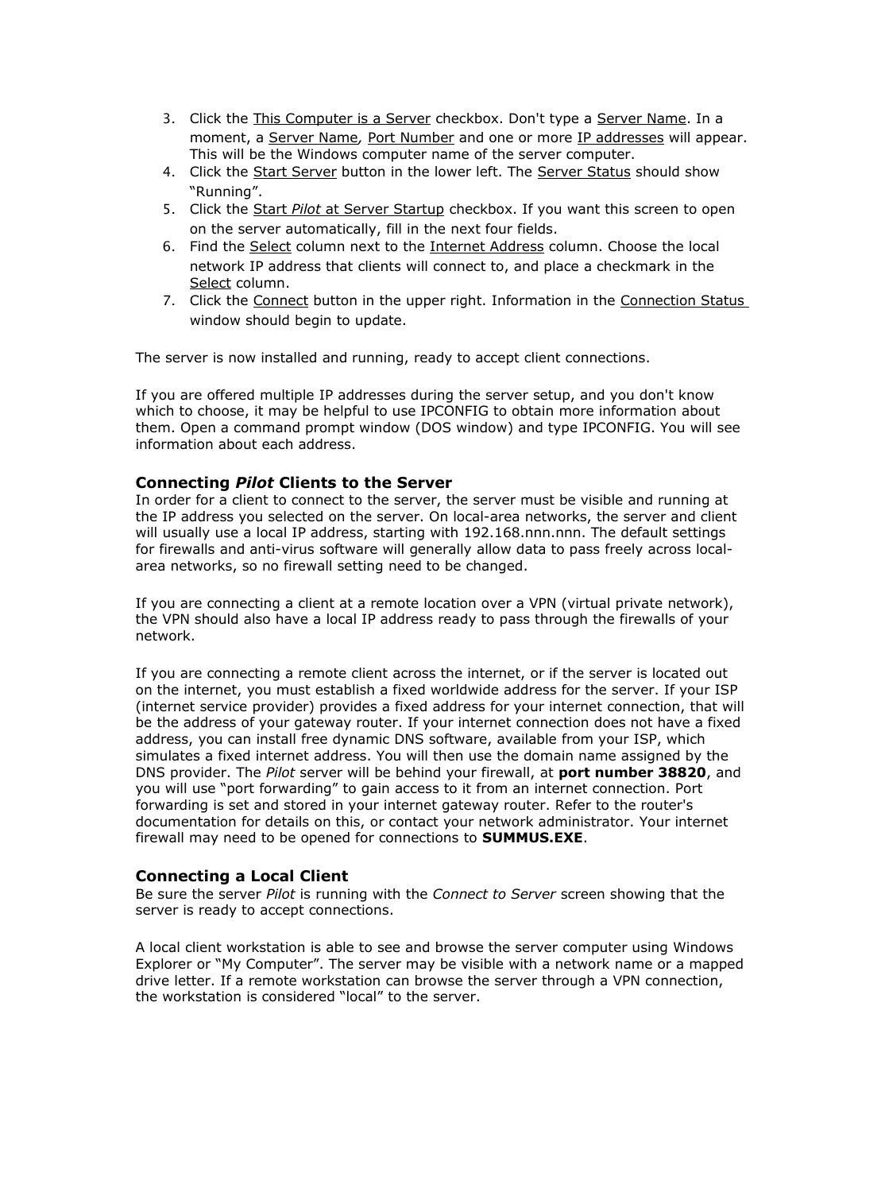3. Click the This Computer is a Server checkbox. Don't type a Server Name. In a moment, a Server Name, Port Number and one or more IP addresses will appear. This will be the Windows computer name of the server computer.
4. Click the Start Server button in the lower left. The Server Status should show "Running".
5. Click the Start *Pilot* at Server Startup checkbox. If you want this screen to open on the server automatically, fill in the next four fields.
6. Find the Select column next to the Internet Address column. Choose the local network IP address that clients will connect to, and place a checkmark in the Select column.
7. Click the Connect button in the upper right. Information in the Connection Status window should begin to update.

The server is now installed and running, ready to accept client connections.

If you are offered multiple IP addresses during the server setup, and you don't know which to choose, it may be helpful to use IPCONFIG to obtain more information about them. Open a command prompt window (DOS window) and type IPCONFIG. You will see information about each address.

### Connecting *Pilot* Clients to the Server

In order for a client to connect to the server, the server must be visible and running at the IP address you selected on the server. On local-area networks, the server and client will usually use a local IP address, starting with 192.168.nnn.nnn. The default settings for firewalls and anti-virus software will generally allow data to pass freely across local-area networks, so no firewall setting need to be changed.

If you are connecting a client at a remote location over a VPN (virtual private network), the VPN should also have a local IP address ready to pass through the firewalls of your network.

If you are connecting a remote client across the internet, or if the server is located out on the internet, you must establish a fixed worldwide address for the server. If your ISP (internet service provider) provides a fixed address for your internet connection, that will be the address of your gateway router. If your internet connection does not have a fixed address, you can install free dynamic DNS software, available from your ISP, which simulates a fixed internet address. You will then use the domain name assigned by the DNS provider. The *Pilot* server will be behind your firewall, at **port number 38820**, and you will use "port forwarding" to gain access to it from an internet connection. Port forwarding is set and stored in your internet gateway router. Refer to the router's documentation for details on this, or contact your network administrator. Your internet firewall may need to be opened for connections to **SUMMUS.EXE**.

### Connecting a Local Client

Be sure the server *Pilot* is running with the *Connect to Server* screen showing that the server is ready to accept connections.

A local client workstation is able to see and browse the server computer using Windows Explorer or "My Computer". The server may be visible with a network name or a mapped drive letter. If a remote workstation can browse the server through a VPN connection, the workstation is considered "local" to the server.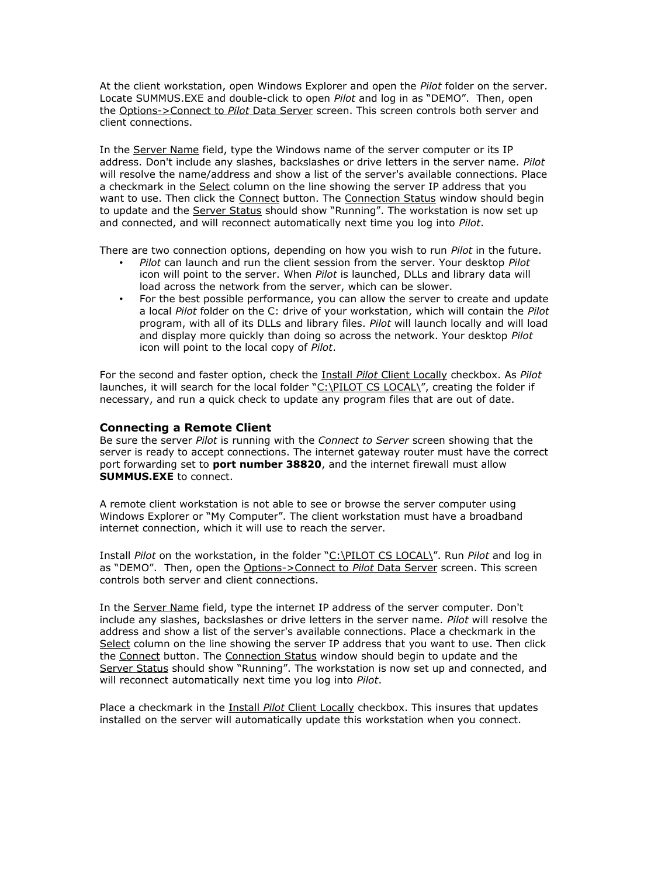At the client workstation, open Windows Explorer and open the *Pilot* folder on the server. Locate SUMMUS.EXE and double-click to open *Pilot* and log in as "DEMO". Then, open the Options->Connect to *Pilot* Data Server screen. This screen controls both server and client connections.

In the Server Name field, type the Windows name of the server computer or its IP address. Don't include any slashes, backslashes or drive letters in the server name. *Pilot* will resolve the name/address and show a list of the server's available connections. Place a checkmark in the Select column on the line showing the server IP address that you want to use. Then click the Connect button. The Connection Status window should begin to update and the Server Status should show "Running". The workstation is now set up and connected, and will reconnect automatically next time you log into *Pilot*.

There are two connection options, depending on how you wish to run *Pilot* in the future.

- *Pilot* can launch and run the client session from the server. Your desktop *Pilot* icon will point to the server. When *Pilot* is launched, DLLs and library data will load across the network from the server, which can be slower.
- For the best possible performance, you can allow the server to create and update a local *Pilot* folder on the C: drive of your workstation, which will contain the *Pilot* program, with all of its DLLs and library files. *Pilot* will launch locally and will load and display more quickly than doing so across the network. Your desktop *Pilot* icon will point to the local copy of *Pilot*.

For the second and faster option, check the Install *Pilot* Client Locally checkbox. As *Pilot* launches, it will search for the local folder "C:\PILOT CS LOCAL\", creating the folder if necessary, and run a quick check to update any program files that are out of date.

### Connecting a Remote Client

Be sure the server *Pilot* is running with the *Connect to Server* screen showing that the server is ready to accept connections. The internet gateway router must have the correct port forwarding set to **port number 38820**, and the internet firewall must allow **SUMMUS.EXE** to connect.

A remote client workstation is not able to see or browse the server computer using Windows Explorer or "My Computer". The client workstation must have a broadband internet connection, which it will use to reach the server.

Install *Pilot* on the workstation, in the folder "C:\PILOT CS LOCAL\". Run *Pilot* and log in as "DEMO". Then, open the Options->Connect to *Pilot* Data Server screen. This screen controls both server and client connections.

In the Server Name field, type the internet IP address of the server computer. Don't include any slashes, backslashes or drive letters in the server name. *Pilot* will resolve the address and show a list of the server's available connections. Place a checkmark in the Select column on the line showing the server IP address that you want to use. Then click the Connect button. The Connection Status window should begin to update and the Server Status should show "Running". The workstation is now set up and connected, and will reconnect automatically next time you log into *Pilot*.

Place a checkmark in the Install *Pilot* Client Locally checkbox. This insures that updates installed on the server will automatically update this workstation when you connect.